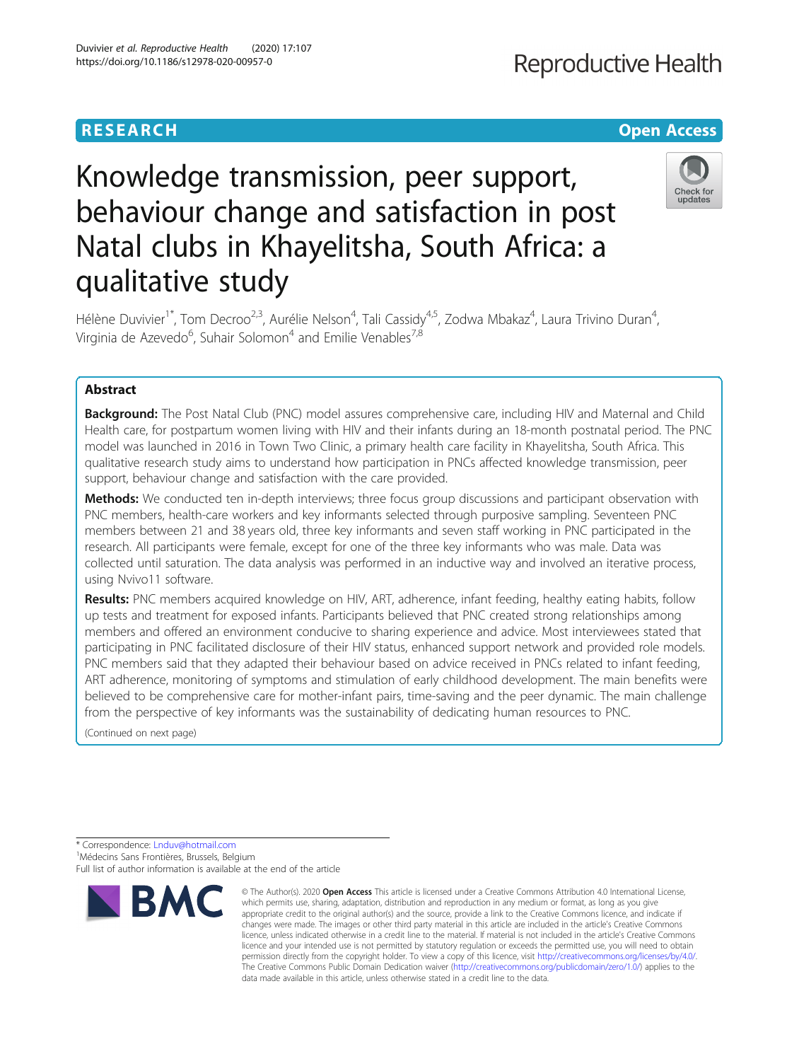RESEARCH Open Access

# Knowledge transmission, peer support, behaviour change and satisfaction in post Natal clubs in Khayelitsha, South Africa: a qualitative study

Hélène Duvivier[1*], Tom Decroo[2,3], Aurélie Nelson[4], Tali Cassidy[4,5], Zodwa Mbakaz[4], Laura Trivino Duran[4], Virginia de Azevedo[6], Suhair Solomon[4] and Emilie Venables[7,8]

## Abstract

**Background:** The Post Natal Club (PNC) model assures comprehensive care, including HIV and Maternal and Child Health care, for postpartum women living with HIV and their infants during an 18-month postnatal period. The PNC model was launched in 2016 in Town Two Clinic, a primary health care facility in Khayelitsha, South Africa. This qualitative research study aims to understand how participation in PNCs affected knowledge transmission, peer support, behaviour change and satisfaction with the care provided.

**Methods:** We conducted ten in-depth interviews; three focus group discussions and participant observation with PNC members, health-care workers and key informants selected through purposive sampling. Seventeen PNC members between 21 and 38 years old, three key informants and seven staff working in PNC participated in the research. All participants were female, except for one of the three key informants who was male. Data was collected until saturation. The data analysis was performed in an inductive way and involved an iterative process, using Nvivo11 software.

**Results:** PNC members acquired knowledge on HIV, ART, adherence, infant feeding, healthy eating habits, follow up tests and treatment for exposed infants. Participants believed that PNC created strong relationships among members and offered an environment conducive to sharing experience and advice. Most interviewees stated that participating in PNC facilitated disclosure of their HIV status, enhanced support network and provided role models. PNC members said that they adapted their behaviour based on advice received in PNCs related to infant feeding, ART adherence, monitoring of symptoms and stimulation of early childhood development. The main benefits were believed to be comprehensive care for mother-infant pairs, time-saving and the peer dynamic. The main challenge from the perspective of key informants was the sustainability of dedicating human resources to PNC.

(Continued on next page)

\* Correspondence: Lnduv@hotmail.com
[1]Médecins Sans Frontières, Brussels, Belgium
Full list of author information is available at the end of the article

© The Author(s). 2020 **Open Access** This article is licensed under a Creative Commons Attribution 4.0 International License, which permits use, sharing, adaptation, distribution and reproduction in any medium or format, as long as you give appropriate credit to the original author(s) and the source, provide a link to the Creative Commons licence, and indicate if changes were made. The images or other third party material in this article are included in the article's Creative Commons licence, unless indicated otherwise in a credit line to the material. If material is not included in the article's Creative Commons licence and your intended use is not permitted by statutory regulation or exceeds the permitted use, you will need to obtain permission directly from the copyright holder. To view a copy of this licence, visit http://creativecommons.org/licenses/by/4.0/. The Creative Commons Public Domain Dedication waiver (http://creativecommons.org/publicdomain/zero/1.0/) applies to the data made available in this article, unless otherwise stated in a credit line to the data.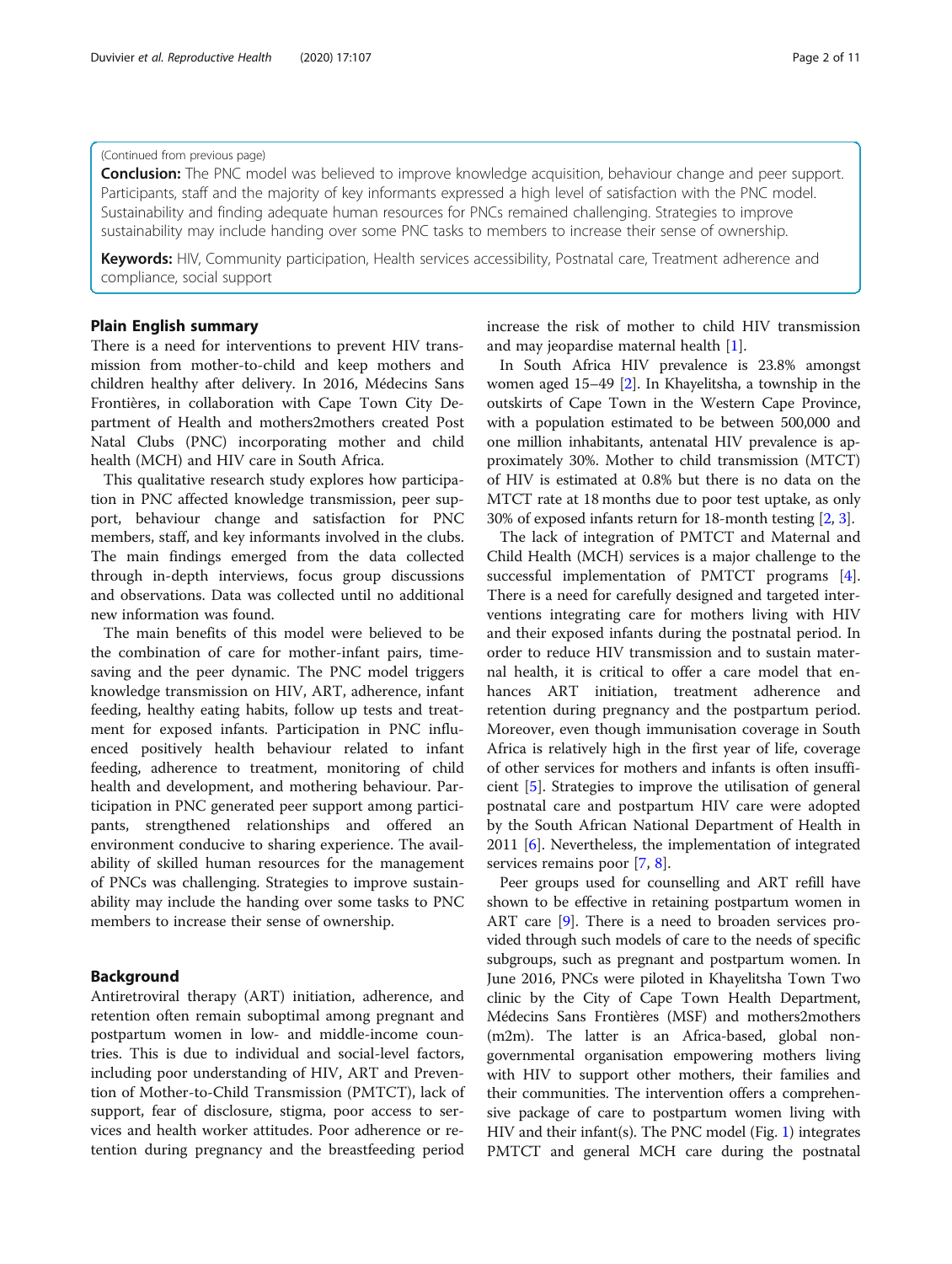(Continued from previous page)

**Conclusion:** The PNC model was believed to improve knowledge acquisition, behaviour change and peer support. Participants, staff and the majority of key informants expressed a high level of satisfaction with the PNC model. Sustainability and finding adequate human resources for PNCs remained challenging. Strategies to improve sustainability may include handing over some PNC tasks to members to increase their sense of ownership.

**Keywords:** HIV, Community participation, Health services accessibility, Postnatal care, Treatment adherence and compliance, social support

## Plain English summary

There is a need for interventions to prevent HIV transmission from mother-to-child and keep mothers and children healthy after delivery. In 2016, Médecins Sans Frontières, in collaboration with Cape Town City Department of Health and mothers2mothers created Post Natal Clubs (PNC) incorporating mother and child health (MCH) and HIV care in South Africa.

This qualitative research study explores how participation in PNC affected knowledge transmission, peer support, behaviour change and satisfaction for PNC members, staff, and key informants involved in the clubs. The main findings emerged from the data collected through in-depth interviews, focus group discussions and observations. Data was collected until no additional new information was found.

The main benefits of this model were believed to be the combination of care for mother-infant pairs, time-saving and the peer dynamic. The PNC model triggers knowledge transmission on HIV, ART, adherence, infant feeding, healthy eating habits, follow up tests and treatment for exposed infants. Participation in PNC influenced positively health behaviour related to infant feeding, adherence to treatment, monitoring of child health and development, and mothering behaviour. Participation in PNC generated peer support among participants, strengthened relationships and offered an environment conducive to sharing experience. The availability of skilled human resources for the management of PNCs was challenging. Strategies to improve sustainability may include the handing over some tasks to PNC members to increase their sense of ownership.

## Background

Antiretroviral therapy (ART) initiation, adherence, and retention often remain suboptimal among pregnant and postpartum women in low- and middle-income countries. This is due to individual and social-level factors, including poor understanding of HIV, ART and Prevention of Mother-to-Child Transmission (PMTCT), lack of support, fear of disclosure, stigma, poor access to services and health worker attitudes. Poor adherence or retention during pregnancy and the breastfeeding period increase the risk of mother to child HIV transmission and may jeopardise maternal health [1].

In South Africa HIV prevalence is 23.8% amongst women aged 15–49 [2]. In Khayelitsha, a township in the outskirts of Cape Town in the Western Cape Province, with a population estimated to be between 500,000 and one million inhabitants, antenatal HIV prevalence is approximately 30%. Mother to child transmission (MTCT) of HIV is estimated at 0.8% but there is no data on the MTCT rate at 18 months due to poor test uptake, as only 30% of exposed infants return for 18-month testing [2, 3].

The lack of integration of PMTCT and Maternal and Child Health (MCH) services is a major challenge to the successful implementation of PMTCT programs [4]. There is a need for carefully designed and targeted interventions integrating care for mothers living with HIV and their exposed infants during the postnatal period. In order to reduce HIV transmission and to sustain maternal health, it is critical to offer a care model that enhances ART initiation, treatment adherence and retention during pregnancy and the postpartum period. Moreover, even though immunisation coverage in South Africa is relatively high in the first year of life, coverage of other services for mothers and infants is often insufficient [5]. Strategies to improve the utilisation of general postnatal care and postpartum HIV care were adopted by the South African National Department of Health in 2011 [6]. Nevertheless, the implementation of integrated services remains poor [7, 8].

Peer groups used for counselling and ART refill have shown to be effective in retaining postpartum women in ART care [9]. There is a need to broaden services provided through such models of care to the needs of specific subgroups, such as pregnant and postpartum women. In June 2016, PNCs were piloted in Khayelitsha Town Two clinic by the City of Cape Town Health Department, Médecins Sans Frontières (MSF) and mothers2mothers (m2m). The latter is an Africa-based, global non-governmental organisation empowering mothers living with HIV to support other mothers, their families and their communities. The intervention offers a comprehensive package of care to postpartum women living with HIV and their infant(s). The PNC model (Fig. 1) integrates PMTCT and general MCH care during the postnatal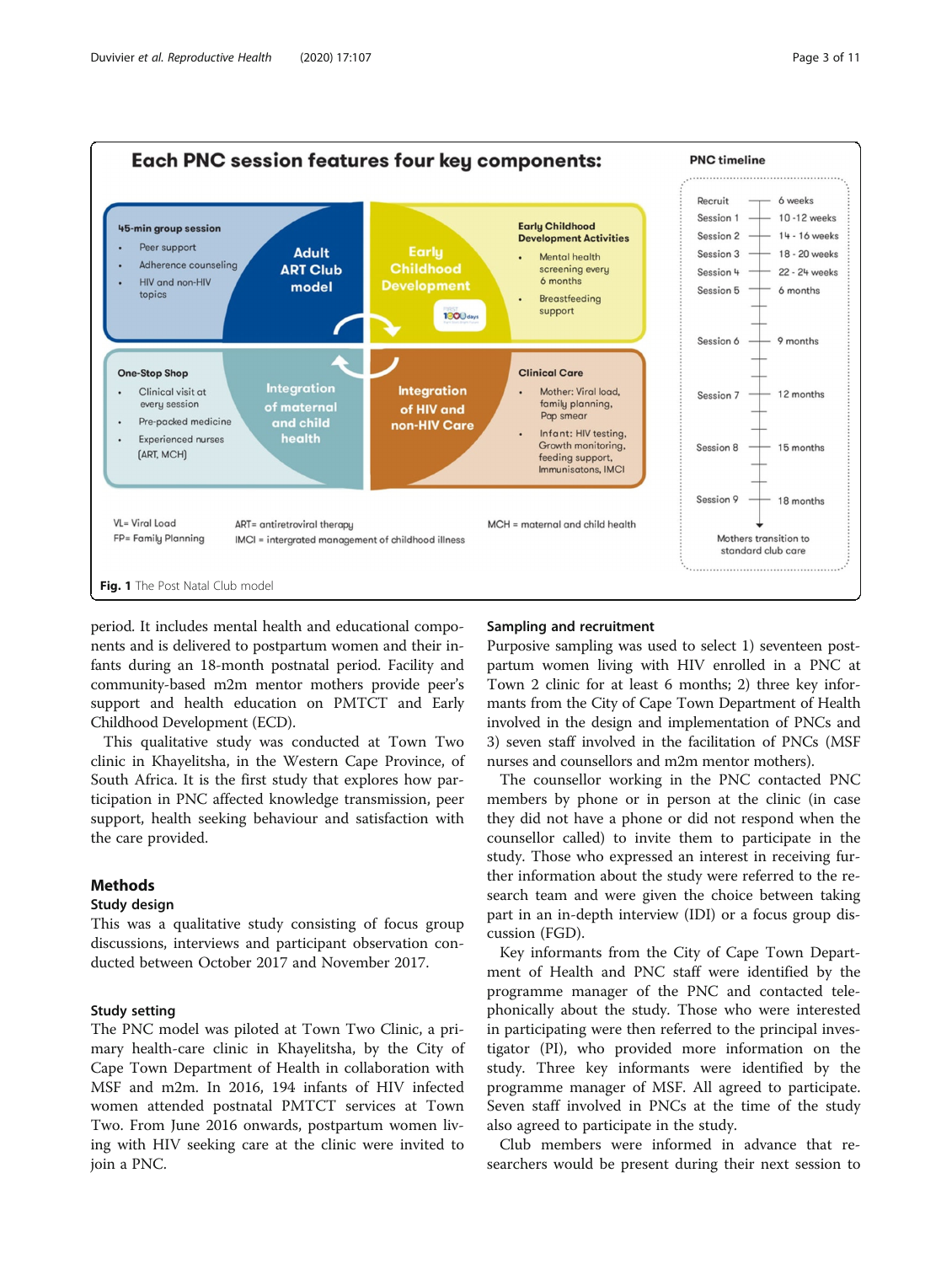Each PNC session features four key components:

**45-min group session**
- Peer support
- Adherence counseling
- HIV and non-HIV topics

**Adult ART Club model**

**Early Childhood Development**

**Early Childhood Development Activities**
- Mental health screening every 6 months
- Breastfeeding support

**One-Stop Shop**
- Clinical visit at every session
- Pre-packed medicine
- Experienced nurses (ART, MCH)

**Integration of maternal and child health**

**Integration of HIV and non-HIV Care**

**Clinical Care**
- Mother: Viral load, family planning, Pap smear
- Infant: HIV testing, Growth monitoring, feeding support, Immunisatons, IMCI

VL= Viral Load
FP= Family Planning
ART= antiretroviral therapy
IMCI = intergrated management of childhood illness
MCH = maternal and child health

**PNC timeline**

| | |
|---|---|
| Recruit | 6 weeks |
| Session 1 | 10 -12 weeks |
| Session 2 | 14 - 16 weeks |
| Session 3 | 18 - 20 weeks |
| Session 4 | 22 - 24 weeks |
| Session 5 | 6 months |
| Session 6 | 9 months |
| Session 7 | 12 months |
| Session 8 | 15 months |
| Session 9 | 18 months |

Mothers transition to standard club care

**Fig. 1** The Post Natal Club model

period. It includes mental health and educational components and is delivered to postpartum women and their infants during an 18-month postnatal period. Facility and community-based m2m mentor mothers provide peer's support and health education on PMTCT and Early Childhood Development (ECD).

This qualitative study was conducted at Town Two clinic in Khayelitsha, in the Western Cape Province, of South Africa. It is the first study that explores how participation in PNC affected knowledge transmission, peer support, health seeking behaviour and satisfaction with the care provided.

## Methods

### Study design

This was a qualitative study consisting of focus group discussions, interviews and participant observation conducted between October 2017 and November 2017.

### Study setting

The PNC model was piloted at Town Two Clinic, a primary health-care clinic in Khayelitsha, by the City of Cape Town Department of Health in collaboration with MSF and m2m. In 2016, 194 infants of HIV infected women attended postnatal PMTCT services at Town Two. From June 2016 onwards, postpartum women living with HIV seeking care at the clinic were invited to join a PNC.

### Sampling and recruitment

Purposive sampling was used to select 1) seventeen postpartum women living with HIV enrolled in a PNC at Town 2 clinic for at least 6 months; 2) three key informants from the City of Cape Town Department of Health involved in the design and implementation of PNCs and 3) seven staff involved in the facilitation of PNCs (MSF nurses and counsellors and m2m mentor mothers).

The counsellor working in the PNC contacted PNC members by phone or in person at the clinic (in case they did not have a phone or did not respond when the counsellor called) to invite them to participate in the study. Those who expressed an interest in receiving further information about the study were referred to the research team and were given the choice between taking part in an in-depth interview (IDI) or a focus group discussion (FGD).

Key informants from the City of Cape Town Department of Health and PNC staff were identified by the programme manager of the PNC and contacted telephonically about the study. Those who were interested in participating were then referred to the principal investigator (PI), who provided more information on the study. Three key informants were identified by the programme manager of MSF. All agreed to participate. Seven staff involved in PNCs at the time of the study also agreed to participate in the study.

Club members were informed in advance that researchers would be present during their next session to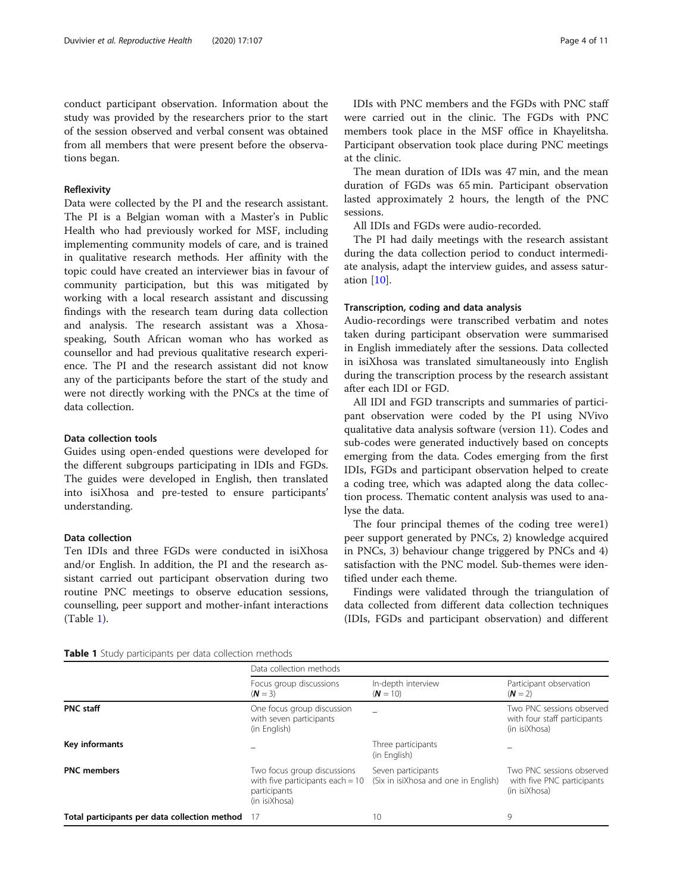conduct participant observation. Information about the study was provided by the researchers prior to the start of the session observed and verbal consent was obtained from all members that were present before the observations began.

### Reflexivity

Data were collected by the PI and the research assistant. The PI is a Belgian woman with a Master's in Public Health who had previously worked for MSF, including implementing community models of care, and is trained in qualitative research methods. Her affinity with the topic could have created an interviewer bias in favour of community participation, but this was mitigated by working with a local research assistant and discussing findings with the research team during data collection and analysis. The research assistant was a Xhosa-speaking, South African woman who has worked as counsellor and had previous qualitative research experience. The PI and the research assistant did not know any of the participants before the start of the study and were not directly working with the PNCs at the time of data collection.

### Data collection tools

Guides using open-ended questions were developed for the different subgroups participating in IDIs and FGDs. The guides were developed in English, then translated into isiXhosa and pre-tested to ensure participants' understanding.

### Data collection

Ten IDIs and three FGDs were conducted in isiXhosa and/or English. In addition, the PI and the research assistant carried out participant observation during two routine PNC meetings to observe education sessions, counselling, peer support and mother-infant interactions (Table 1).

IDIs with PNC members and the FGDs with PNC staff were carried out in the clinic. The FGDs with PNC members took place in the MSF office in Khayelitsha. Participant observation took place during PNC meetings at the clinic.

The mean duration of IDIs was 47 min, and the mean duration of FGDs was 65 min. Participant observation lasted approximately 2 hours, the length of the PNC sessions.

All IDIs and FGDs were audio-recorded.

The PI had daily meetings with the research assistant during the data collection period to conduct intermediate analysis, adapt the interview guides, and assess saturation [10].

### Transcription, coding and data analysis

Audio-recordings were transcribed verbatim and notes taken during participant observation were summarised in English immediately after the sessions. Data collected in isiXhosa was translated simultaneously into English during the transcription process by the research assistant after each IDI or FGD.

All IDI and FGD transcripts and summaries of participant observation were coded by the PI using NVivo qualitative data analysis software (version 11). Codes and sub-codes were generated inductively based on concepts emerging from the data. Codes emerging from the first IDIs, FGDs and participant observation helped to create a coding tree, which was adapted along the data collection process. Thematic content analysis was used to analyse the data.

The four principal themes of the coding tree were1) peer support generated by PNCs, 2) knowledge acquired in PNCs, 3) behaviour change triggered by PNCs and 4) satisfaction with the PNC model. Sub-themes were identified under each theme.

Findings were validated through the triangulation of data collected from different data collection techniques (IDIs, FGDs and participant observation) and different

**Table 1** Study participants per data collection methods

| | Data collection methods | | |
|---|---|---|---|
| | Focus group discussions (***N*** = 3) | In-depth interview (***N*** = 10) | Participant observation (***N*** = 2) |
| **PNC staff** | One focus group discussion with seven participants (in English) | – | Two PNC sessions observed with four staff participants (in isiXhosa) |
| **Key informants** | – | Three participants (in English) | – |
| **PNC members** | Two focus group discussions with five participants each = 10 participants (in isiXhosa) | Seven participants (Six in isiXhosa and one in English) | Two PNC sessions observed with five PNC participants (in isiXhosa) |
| **Total participants per data collection method** | 17 | 10 | 9 |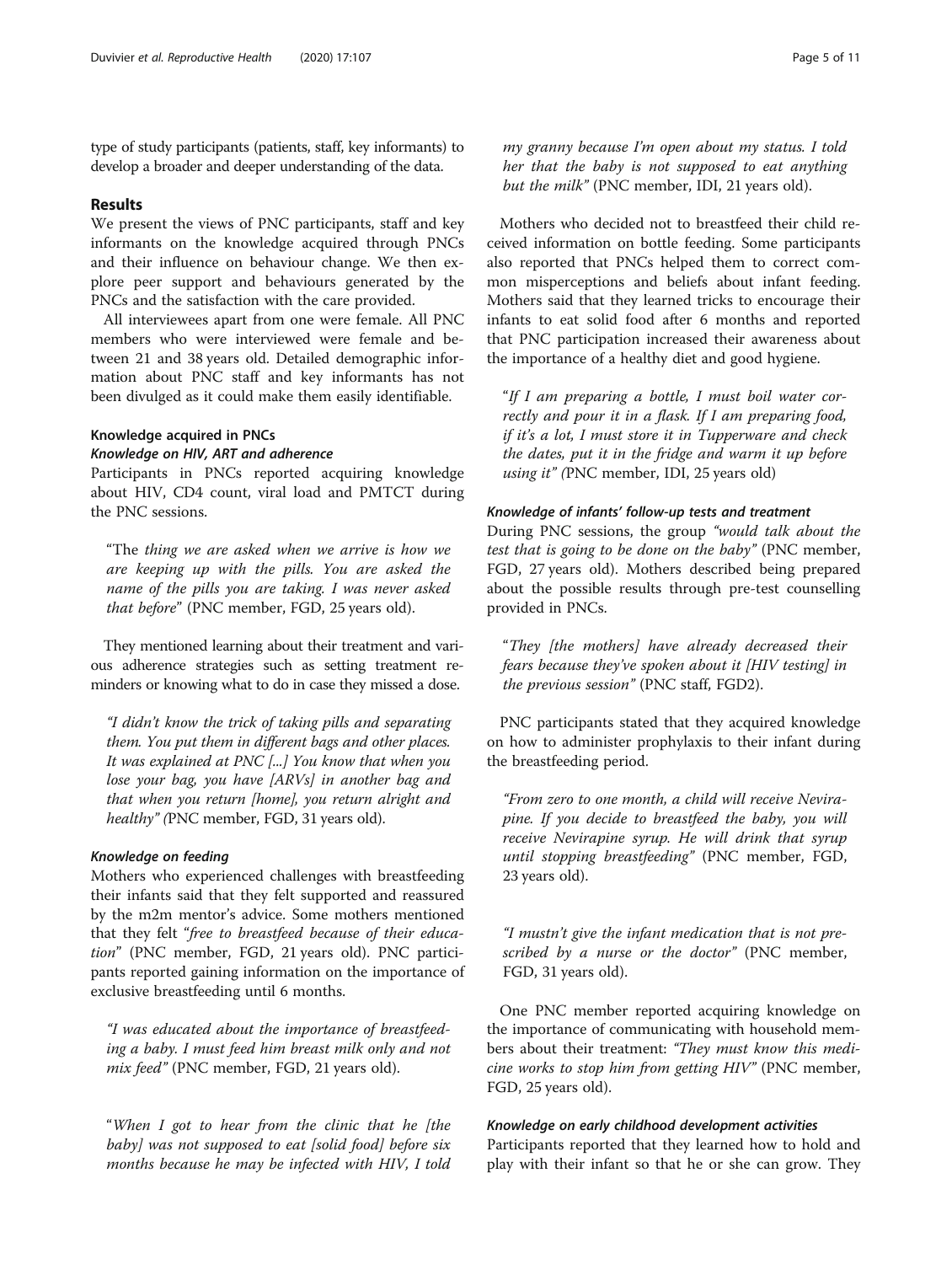type of study participants (patients, staff, key informants) to develop a broader and deeper understanding of the data.

## Results

We present the views of PNC participants, staff and key informants on the knowledge acquired through PNCs and their influence on behaviour change. We then explore peer support and behaviours generated by the PNCs and the satisfaction with the care provided.

All interviewees apart from one were female. All PNC members who were interviewed were female and between 21 and 38 years old. Detailed demographic information about PNC staff and key informants has not been divulged as it could make them easily identifiable.

### Knowledge acquired in PNCs

#### *Knowledge on HIV, ART and adherence*

Participants in PNCs reported acquiring knowledge about HIV, CD4 count, viral load and PMTCT during the PNC sessions.

> "The *thing we are asked when we arrive is how we are keeping up with the pills. You are asked the name of the pills you are taking. I was never asked that before*" (PNC member, FGD, 25 years old).

They mentioned learning about their treatment and various adherence strategies such as setting treatment reminders or knowing what to do in case they missed a dose.

> *"I didn't know the trick of taking pills and separating them. You put them in different bags and other places. It was explained at PNC [...] You know that when you lose your bag, you have [ARVs] in another bag and that when you return [home], you return alright and healthy" (*PNC member, FGD, 31 years old).

#### *Knowledge on feeding*

Mothers who experienced challenges with breastfeeding their infants said that they felt supported and reassured by the m2m mentor's advice. Some mothers mentioned that they felt "*free to breastfeed because of their education*" (PNC member, FGD, 21 years old). PNC participants reported gaining information on the importance of exclusive breastfeeding until 6 months.

> *"I was educated about the importance of breastfeeding a baby. I must feed him breast milk only and not mix feed"* (PNC member, FGD, 21 years old).

> "*When I got to hear from the clinic that he [the baby] was not supposed to eat [solid food] before six months because he may be infected with HIV, I told my granny because I'm open about my status. I told her that the baby is not supposed to eat anything but the milk"* (PNC member, IDI, 21 years old).

Mothers who decided not to breastfeed their child received information on bottle feeding. Some participants also reported that PNCs helped them to correct common misperceptions and beliefs about infant feeding. Mothers said that they learned tricks to encourage their infants to eat solid food after 6 months and reported that PNC participation increased their awareness about the importance of a healthy diet and good hygiene.

> "*If I am preparing a bottle, I must boil water correctly and pour it in a flask. If I am preparing food, if it's a lot, I must store it in Tupperware and check the dates, put it in the fridge and warm it up before using it" (*PNC member, IDI, 25 years old)

#### *Knowledge of infants' follow-up tests and treatment*

During PNC sessions, the group *"would talk about the test that is going to be done on the baby"* (PNC member, FGD, 27 years old). Mothers described being prepared about the possible results through pre-test counselling provided in PNCs.

> "*They [the mothers] have already decreased their fears because they've spoken about it [HIV testing] in the previous session"* (PNC staff, FGD2).

PNC participants stated that they acquired knowledge on how to administer prophylaxis to their infant during the breastfeeding period.

> *"From zero to one month, a child will receive Nevirapine. If you decide to breastfeed the baby, you will receive Nevirapine syrup. He will drink that syrup until stopping breastfeeding"* (PNC member, FGD, 23 years old).

> *"I mustn't give the infant medication that is not prescribed by a nurse or the doctor"* (PNC member, FGD, 31 years old).

One PNC member reported acquiring knowledge on the importance of communicating with household members about their treatment: *"They must know this medicine works to stop him from getting HIV"* (PNC member, FGD, 25 years old).

#### *Knowledge on early childhood development activities*

Participants reported that they learned how to hold and play with their infant so that he or she can grow. They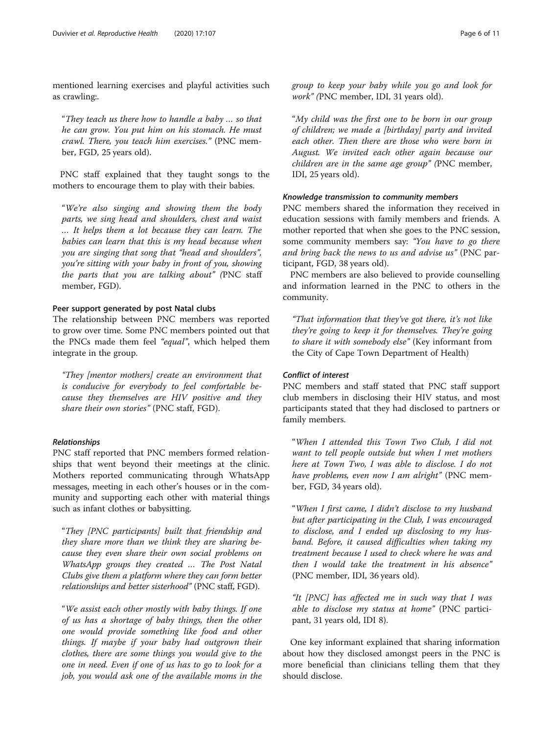mentioned learning exercises and playful activities such as crawling:.

> "They teach us there how to handle a baby … so that he can grow. You put him on his stomach. He must crawl. There, you teach him exercises." (PNC member, FGD, 25 years old).

PNC staff explained that they taught songs to the mothers to encourage them to play with their babies.

> "We're also singing and showing them the body parts, we sing head and shoulders, chest and waist … It helps them a lot because they can learn. The babies can learn that this is my head because when you are singing that song that "head and shoulders", you're sitting with your baby in front of you, showing the parts that you are talking about" (PNC staff member, FGD).

### Peer support generated by post Natal clubs

The relationship between PNC members was reported to grow over time. Some PNC members pointed out that the PNCs made them feel *"equal"*, which helped them integrate in the group.

> "They [mentor mothers] create an environment that is conducive for everybody to feel comfortable because they themselves are HIV positive and they share their own stories" (PNC staff, FGD).

#### *Relationships*

PNC staff reported that PNC members formed relationships that went beyond their meetings at the clinic. Mothers reported communicating through WhatsApp messages, meeting in each other's houses or in the community and supporting each other with material things such as infant clothes or babysitting.

> "They [PNC participants] built that friendship and they share more than we think they are sharing because they even share their own social problems on WhatsApp groups they created … The Post Natal Clubs give them a platform where they can form better relationships and better sisterhood" (PNC staff, FGD).

> "We assist each other mostly with baby things. If one of us has a shortage of baby things, then the other one would provide something like food and other things. If maybe if your baby had outgrown their clothes, there are some things you would give to the one in need. Even if one of us has to go to look for a job, you would ask one of the available moms in the group to keep your baby while you go and look for work" (PNC member, IDI, 31 years old).

> "My child was the first one to be born in our group of children; we made a [birthday] party and invited each other. Then there are those who were born in August. We invited each other again because our children are in the same age group" (PNC member, IDI, 25 years old).

#### *Knowledge transmission to community members*

PNC members shared the information they received in education sessions with family members and friends. A mother reported that when she goes to the PNC session, some community members say: *"You have to go there and bring back the news to us and advise us"* (PNC participant, FGD, 38 years old).

PNC members are also believed to provide counselling and information learned in the PNC to others in the community.

> "That information that they've got there, it's not like they're going to keep it for themselves. They're going to share it with somebody else" (Key informant from the City of Cape Town Department of Health)

#### *Conflict of interest*

PNC members and staff stated that PNC staff support club members in disclosing their HIV status, and most participants stated that they had disclosed to partners or family members.

> "When I attended this Town Two Club, I did not want to tell people outside but when I met mothers here at Town Two, I was able to disclose. I do not have problems, even now I am alright" (PNC member, FGD, 34 years old).

> "When I first came, I didn't disclose to my husband but after participating in the Club, I was encouraged to disclose, and I ended up disclosing to my husband. Before, it caused difficulties when taking my treatment because I used to check where he was and then I would take the treatment in his absence" (PNC member, IDI, 36 years old).

> "It [PNC] has affected me in such way that I was able to disclose my status at home" (PNC participant, 31 years old, IDI 8).

One key informant explained that sharing information about how they disclosed amongst peers in the PNC is more beneficial than clinicians telling them that they should disclose.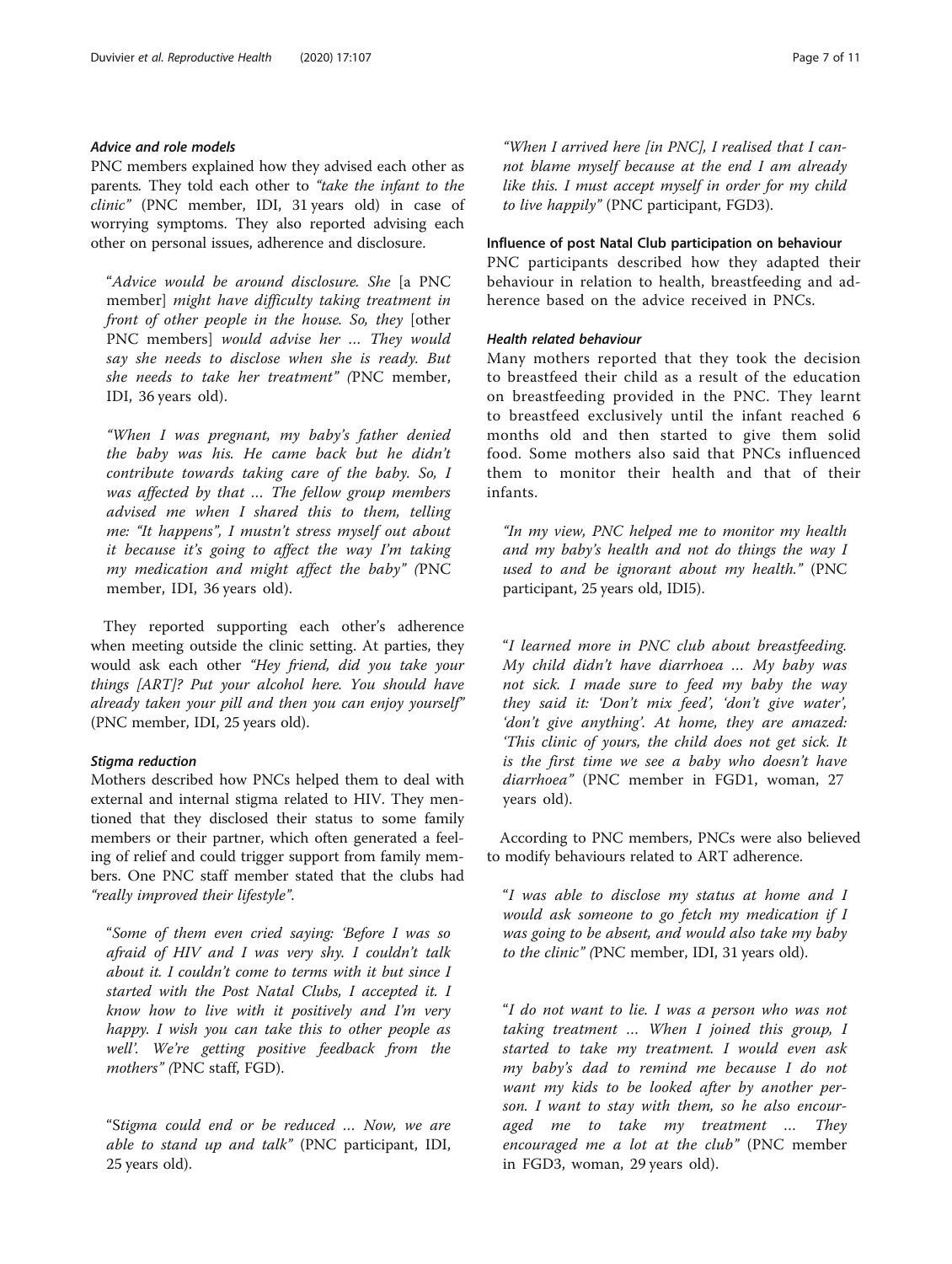#### *Advice and role models*

PNC members explained how they advised each other as parents. They told each other to *"take the infant to the clinic"* (PNC member, IDI, 31 years old) in case of worrying symptoms. They also reported advising each other on personal issues, adherence and disclosure.

> "*Advice would be around disclosure. She* [a PNC member] *might have difficulty taking treatment in front of other people in the house. So, they* [other PNC members] *would advise her … They would say she needs to disclose when she is ready. But she needs to take her treatment" (*PNC member, IDI, 36 years old).

> *"When I was pregnant, my baby's father denied the baby was his. He came back but he didn't contribute towards taking care of the baby. So, I was affected by that … The fellow group members advised me when I shared this to them, telling me: "It happens", I mustn't stress myself out about it because it's going to affect the way I'm taking my medication and might affect the baby" (*PNC member, IDI, 36 years old).

They reported supporting each other's adherence when meeting outside the clinic setting. At parties, they would ask each other *"Hey friend, did you take your things [ART]? Put your alcohol here. You should have already taken your pill and then you can enjoy yourself"* (PNC member, IDI, 25 years old).

#### *Stigma reduction*

Mothers described how PNCs helped them to deal with external and internal stigma related to HIV. They mentioned that they disclosed their status to some family members or their partner, which often generated a feeling of relief and could trigger support from family members. One PNC staff member stated that the clubs had *"really improved their lifestyle"*.

> "*Some of them even cried saying: 'Before I was so afraid of HIV and I was very shy. I couldn't talk about it. I couldn't come to terms with it but since I started with the Post Natal Clubs, I accepted it. I know how to live with it positively and I'm very happy. I wish you can take this to other people as well'. We're getting positive feedback from the mothers" (*PNC staff, FGD).

> "S*tigma could end or be reduced … Now, we are able to stand up and talk"* (PNC participant, IDI, 25 years old).

> *"When I arrived here [in PNC], I realised that I cannot blame myself because at the end I am already like this. I must accept myself in order for my child to live happily"* (PNC participant, FGD3).

### Influence of post Natal Club participation on behaviour

PNC participants described how they adapted their behaviour in relation to health, breastfeeding and adherence based on the advice received in PNCs.

#### *Health related behaviour*

Many mothers reported that they took the decision to breastfeed their child as a result of the education on breastfeeding provided in the PNC. They learnt to breastfeed exclusively until the infant reached 6 months old and then started to give them solid food. Some mothers also said that PNCs influenced them to monitor their health and that of their infants.

> *"In my view, PNC helped me to monitor my health and my baby's health and not do things the way I used to and be ignorant about my health."* (PNC participant, 25 years old, IDI5).

> "*I learned more in PNC club about breastfeeding. My child didn't have diarrhoea … My baby was not sick. I made sure to feed my baby the way they said it: 'Don't mix feed', 'don't give water', 'don't give anything'. At home, they are amazed: 'This clinic of yours, the child does not get sick. It is the first time we see a baby who doesn't have diarrhoea"* (PNC member in FGD1, woman, 27 years old).

According to PNC members, PNCs were also believed to modify behaviours related to ART adherence.

> "*I was able to disclose my status at home and I would ask someone to go fetch my medication if I was going to be absent, and would also take my baby to the clinic" (*PNC member, IDI, 31 years old).

> "*I do not want to lie. I was a person who was not taking treatment … When I joined this group, I started to take my treatment. I would even ask my baby's dad to remind me because I do not want my kids to be looked after by another person. I want to stay with them, so he also encouraged me to take my treatment … They encouraged me a lot at the club"* (PNC member in FGD3, woman, 29 years old).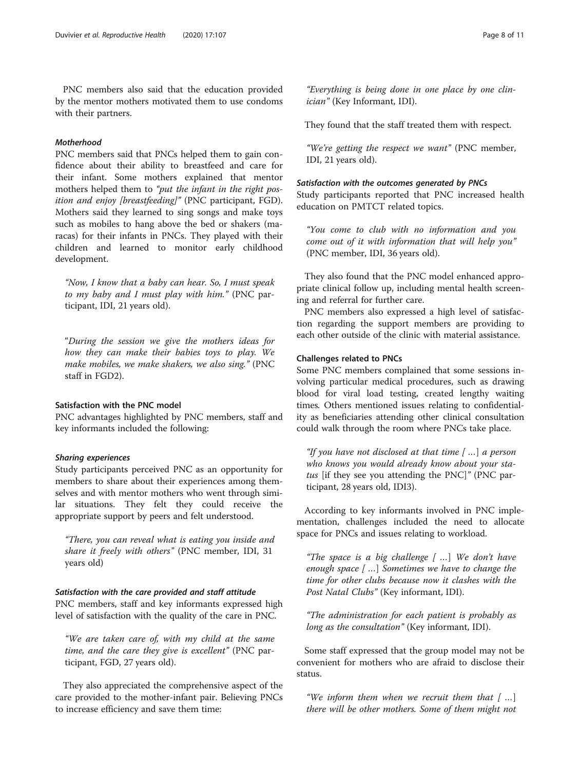PNC members also said that the education provided by the mentor mothers motivated them to use condoms with their partners.

#### *Motherhood*

PNC members said that PNCs helped them to gain confidence about their ability to breastfeed and care for their infant. Some mothers explained that mentor mothers helped them to *"put the infant in the right position and enjoy [breastfeeding]"* (PNC participant, FGD). Mothers said they learned to sing songs and make toys such as mobiles to hang above the bed or shakers (maracas) for their infants in PNCs. They played with their children and learned to monitor early childhood development.

> *"Now, I know that a baby can hear. So, I must speak to my baby and I must play with him."* (PNC participant, IDI, 21 years old).

> "*During the session we give the mothers ideas for how they can make their babies toys to play. We make mobiles, we make shakers, we also sing."* (PNC staff in FGD2).

### Satisfaction with the PNC model

PNC advantages highlighted by PNC members, staff and key informants included the following:

#### *Sharing experiences*

Study participants perceived PNC as an opportunity for members to share about their experiences among themselves and with mentor mothers who went through similar situations. They felt they could receive the appropriate support by peers and felt understood.

> *"There, you can reveal what is eating you inside and share it freely with others"* (PNC member, IDI, 31 years old)

#### *Satisfaction with the care provided and staff attitude*

PNC members, staff and key informants expressed high level of satisfaction with the quality of the care in PNC.

> *"We are taken care of, with my child at the same time, and the care they give is excellent"* (PNC participant, FGD, 27 years old).

They also appreciated the comprehensive aspect of the care provided to the mother-infant pair. Believing PNCs to increase efficiency and save them time:

> *"Everything is being done in one place by one clinician"* (Key Informant, IDI).

They found that the staff treated them with respect.

> *"We're getting the respect we want"* (PNC member, IDI, 21 years old).

#### *Satisfaction with the outcomes generated by PNCs*

Study participants reported that PNC increased health education on PMTCT related topics.

> *"You come to club with no information and you come out of it with information that will help you"* (PNC member, IDI, 36 years old).

They also found that the PNC model enhanced appropriate clinical follow up, including mental health screening and referral for further care.

PNC members also expressed a high level of satisfaction regarding the support members are providing to each other outside of the clinic with material assistance.

### Challenges related to PNCs

Some PNC members complained that some sessions involving particular medical procedures, such as drawing blood for viral load testing, created lengthy waiting times. Others mentioned issues relating to confidentiality as beneficiaries attending other clinical consultation could walk through the room where PNCs take place.

> *"If you have not disclosed at that time [ …] a person who knows you would already know about your status* [if they see you attending the PNC]*"* (PNC participant, 28 years old, IDI3).

According to key informants involved in PNC implementation, challenges included the need to allocate space for PNCs and issues relating to workload.

> *"The space is a big challenge [ …] We don't have enough space [ …] Sometimes we have to change the time for other clubs because now it clashes with the Post Natal Clubs"* (Key informant, IDI).

> *"The administration for each patient is probably as long as the consultation"* (Key informant, IDI).

Some staff expressed that the group model may not be convenient for mothers who are afraid to disclose their status.

> *"We inform them when we recruit them that [ …] there will be other mothers. Some of them might not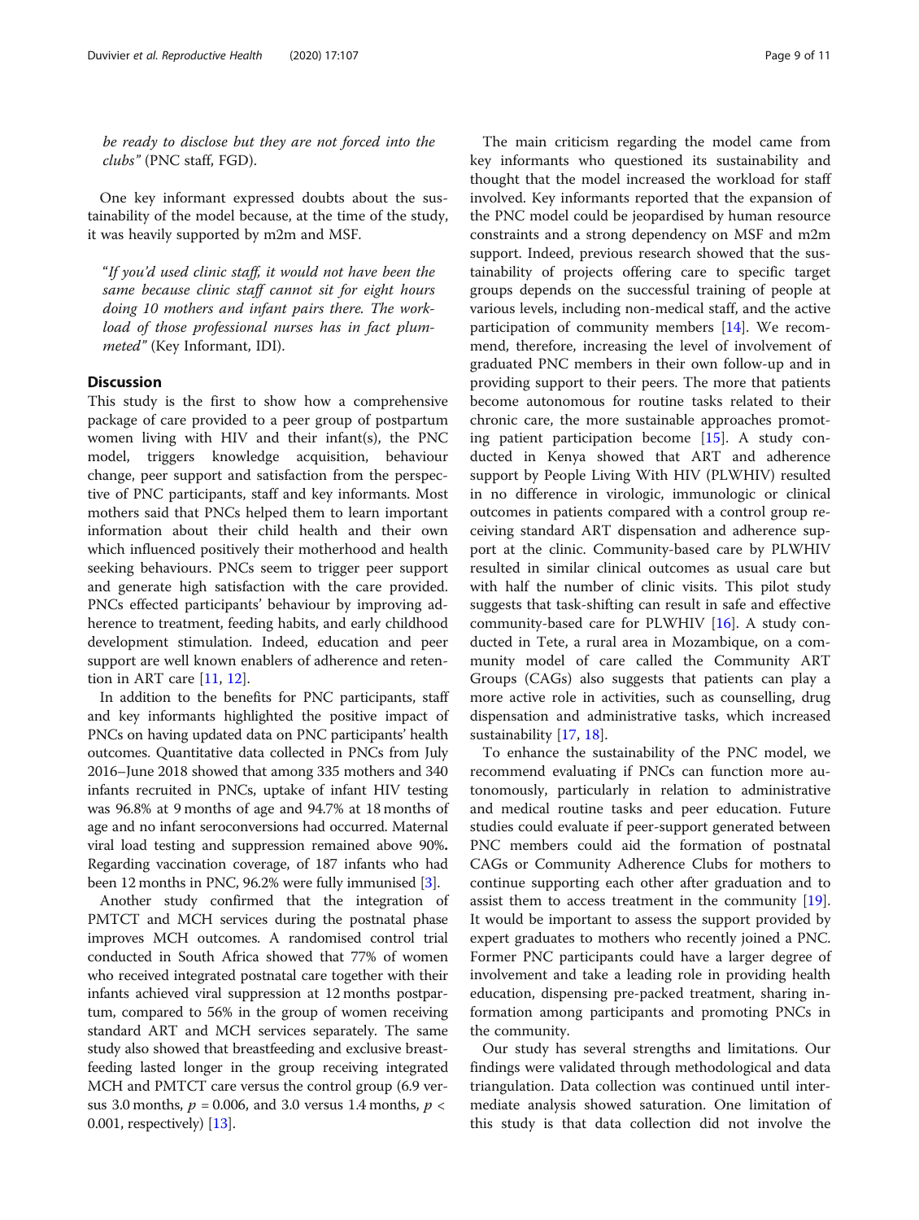*be ready to disclose but they are not forced into the clubs"* (PNC staff, FGD).

One key informant expressed doubts about the sustainability of the model because, at the time of the study, it was heavily supported by m2m and MSF.

*"If you'd used clinic staff, it would not have been the same because clinic staff cannot sit for eight hours doing 10 mothers and infant pairs there. The workload of those professional nurses has in fact plummeted"* (Key Informant, IDI).

## Discussion

This study is the first to show how a comprehensive package of care provided to a peer group of postpartum women living with HIV and their infant(s), the PNC model, triggers knowledge acquisition, behaviour change, peer support and satisfaction from the perspective of PNC participants, staff and key informants. Most mothers said that PNCs helped them to learn important information about their child health and their own which influenced positively their motherhood and health seeking behaviours. PNCs seem to trigger peer support and generate high satisfaction with the care provided. PNCs effected participants' behaviour by improving adherence to treatment, feeding habits, and early childhood development stimulation. Indeed, education and peer support are well known enablers of adherence and retention in ART care [11, 12].

In addition to the benefits for PNC participants, staff and key informants highlighted the positive impact of PNCs on having updated data on PNC participants' health outcomes. Quantitative data collected in PNCs from July 2016–June 2018 showed that among 335 mothers and 340 infants recruited in PNCs, uptake of infant HIV testing was 96.8% at 9 months of age and 94.7% at 18 months of age and no infant seroconversions had occurred. Maternal viral load testing and suppression remained above 90%**.** Regarding vaccination coverage, of 187 infants who had been 12 months in PNC, 96.2% were fully immunised [3].

Another study confirmed that the integration of PMTCT and MCH services during the postnatal phase improves MCH outcomes. A randomised control trial conducted in South Africa showed that 77% of women who received integrated postnatal care together with their infants achieved viral suppression at 12 months postpartum, compared to 56% in the group of women receiving standard ART and MCH services separately. The same study also showed that breastfeeding and exclusive breastfeeding lasted longer in the group receiving integrated MCH and PMTCT care versus the control group (6.9 versus 3.0 months, $p = 0.006$, and 3.0 versus 1.4 months, $p < 0.001$, respectively) [13].

The main criticism regarding the model came from key informants who questioned its sustainability and thought that the model increased the workload for staff involved. Key informants reported that the expansion of the PNC model could be jeopardised by human resource constraints and a strong dependency on MSF and m2m support. Indeed, previous research showed that the sustainability of projects offering care to specific target groups depends on the successful training of people at various levels, including non-medical staff, and the active participation of community members [14]. We recommend, therefore, increasing the level of involvement of graduated PNC members in their own follow-up and in providing support to their peers. The more that patients become autonomous for routine tasks related to their chronic care, the more sustainable approaches promoting patient participation become [15]. A study conducted in Kenya showed that ART and adherence support by People Living With HIV (PLWHIV) resulted in no difference in virologic, immunologic or clinical outcomes in patients compared with a control group receiving standard ART dispensation and adherence support at the clinic. Community-based care by PLWHIV resulted in similar clinical outcomes as usual care but with half the number of clinic visits. This pilot study suggests that task-shifting can result in safe and effective community-based care for PLWHIV [16]. A study conducted in Tete, a rural area in Mozambique, on a community model of care called the Community ART Groups (CAGs) also suggests that patients can play a more active role in activities, such as counselling, drug dispensation and administrative tasks, which increased sustainability [17, 18].

To enhance the sustainability of the PNC model, we recommend evaluating if PNCs can function more autonomously, particularly in relation to administrative and medical routine tasks and peer education. Future studies could evaluate if peer-support generated between PNC members could aid the formation of postnatal CAGs or Community Adherence Clubs for mothers to continue supporting each other after graduation and to assist them to access treatment in the community [19]. It would be important to assess the support provided by expert graduates to mothers who recently joined a PNC. Former PNC participants could have a larger degree of involvement and take a leading role in providing health education, dispensing pre-packed treatment, sharing information among participants and promoting PNCs in the community.

Our study has several strengths and limitations. Our findings were validated through methodological and data triangulation. Data collection was continued until intermediate analysis showed saturation. One limitation of this study is that data collection did not involve the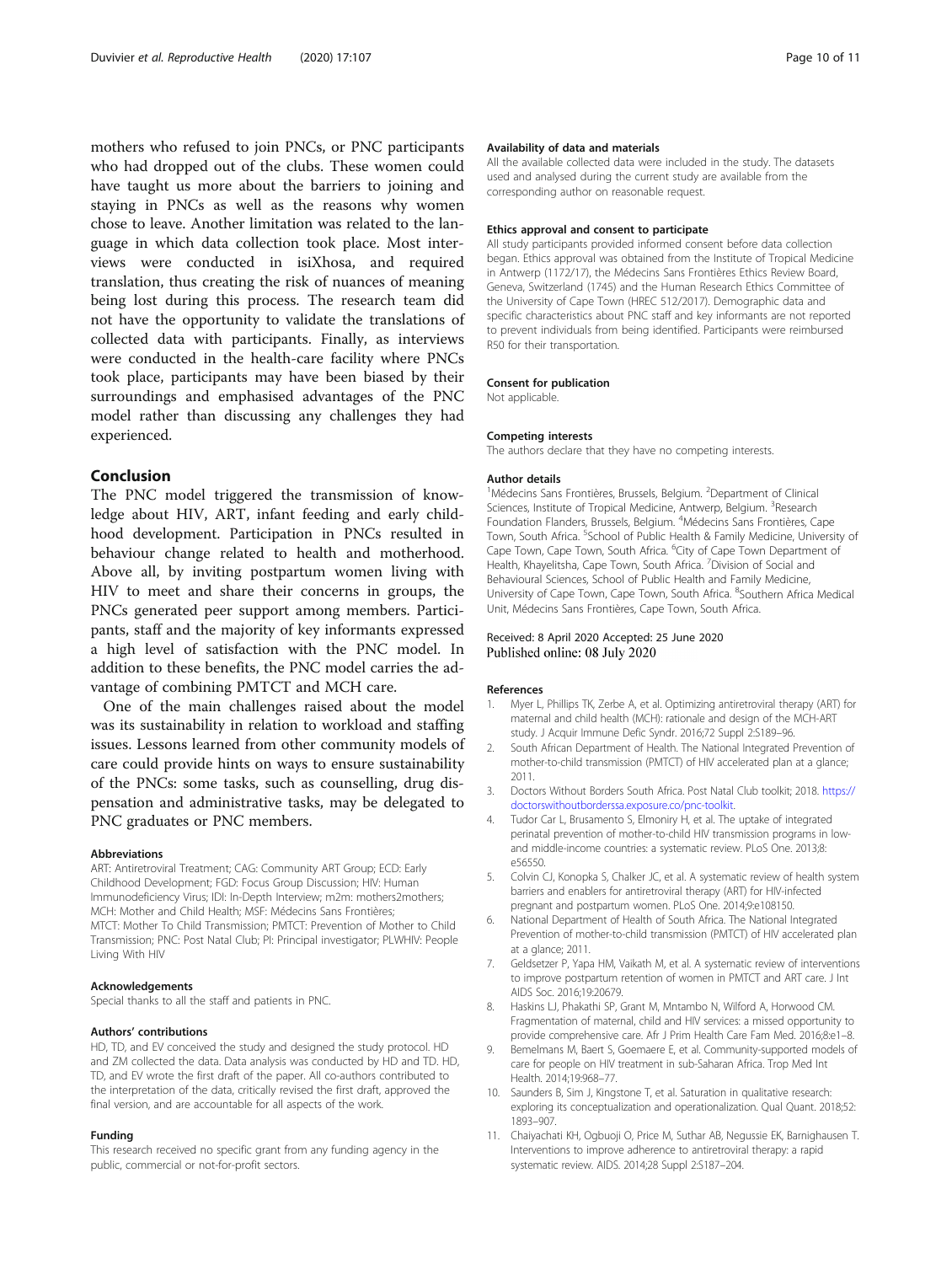mothers who refused to join PNCs, or PNC participants who had dropped out of the clubs. These women could have taught us more about the barriers to joining and staying in PNCs as well as the reasons why women chose to leave. Another limitation was related to the language in which data collection took place. Most interviews were conducted in isiXhosa, and required translation, thus creating the risk of nuances of meaning being lost during this process. The research team did not have the opportunity to validate the translations of collected data with participants. Finally, as interviews were conducted in the health-care facility where PNCs took place, participants may have been biased by their surroundings and emphasised advantages of the PNC model rather than discussing any challenges they had experienced.

## Conclusion

The PNC model triggered the transmission of knowledge about HIV, ART, infant feeding and early childhood development. Participation in PNCs resulted in behaviour change related to health and motherhood. Above all, by inviting postpartum women living with HIV to meet and share their concerns in groups, the PNCs generated peer support among members. Participants, staff and the majority of key informants expressed a high level of satisfaction with the PNC model. In addition to these benefits, the PNC model carries the advantage of combining PMTCT and MCH care.

One of the main challenges raised about the model was its sustainability in relation to workload and staffing issues. Lessons learned from other community models of care could provide hints on ways to ensure sustainability of the PNCs: some tasks, such as counselling, drug dispensation and administrative tasks, may be delegated to PNC graduates or PNC members.

### Abbreviations

ART: Antiretroviral Treatment; CAG: Community ART Group; ECD: Early Childhood Development; FGD: Focus Group Discussion; HIV: Human Immunodeficiency Virus; IDI: In-Depth Interview; m2m: mothers2mothers; MCH: Mother and Child Health; MSF: Médecins Sans Frontières; MTCT: Mother To Child Transmission; PMTCT: Prevention of Mother to Child Transmission; PNC: Post Natal Club; PI: Principal investigator; PLWHIV: People Living With HIV

### Acknowledgements

Special thanks to all the staff and patients in PNC.

### Authors' contributions

HD, TD, and EV conceived the study and designed the study protocol. HD and ZM collected the data. Data analysis was conducted by HD and TD. HD, TD, and EV wrote the first draft of the paper. All co-authors contributed to the interpretation of the data, critically revised the first draft, approved the final version, and are accountable for all aspects of the work.

### Funding

This research received no specific grant from any funding agency in the public, commercial or not-for-profit sectors.

### Availability of data and materials

All the available collected data were included in the study. The datasets used and analysed during the current study are available from the corresponding author on reasonable request.

### Ethics approval and consent to participate

All study participants provided informed consent before data collection began. Ethics approval was obtained from the Institute of Tropical Medicine in Antwerp (1172/17), the Médecins Sans Frontières Ethics Review Board, Geneva, Switzerland (1745) and the Human Research Ethics Committee of the University of Cape Town (HREC 512/2017). Demographic data and specific characteristics about PNC staff and key informants are not reported to prevent individuals from being identified. Participants were reimbursed R50 for their transportation.

### Consent for publication

Not applicable.

### Competing interests

The authors declare that they have no competing interests.

### Author details

[1]Médecins Sans Frontières, Brussels, Belgium. [2]Department of Clinical Sciences, Institute of Tropical Medicine, Antwerp, Belgium. [3]Research Foundation Flanders, Brussels, Belgium. [4]Médecins Sans Frontières, Cape Town, South Africa. [5]School of Public Health & Family Medicine, University of Cape Town, Cape Town, South Africa. [6]City of Cape Town Department of Health, Khayelitsha, Cape Town, South Africa. [7]Division of Social and Behavioural Sciences, School of Public Health and Family Medicine, University of Cape Town, Cape Town, South Africa. [8]Southern Africa Medical Unit, Médecins Sans Frontières, Cape Town, South Africa.

Received: 8 April 2020 Accepted: 25 June 2020
Published online: 08 July 2020

### References

1. Myer L, Phillips TK, Zerbe A, et al. Optimizing antiretroviral therapy (ART) for maternal and child health (MCH): rationale and design of the MCH-ART study. J Acquir Immune Defic Syndr. 2016;72 Suppl 2:S189–96.
2. South African Department of Health. The National Integrated Prevention of mother-to-child transmission (PMTCT) of HIV accelerated plan at a glance; 2011.
3. Doctors Without Borders South Africa. Post Natal Club toolkit; 2018. https://doctorswithoutborderssa.exposure.co/pnc-toolkit.
4. Tudor Car L, Brusamento S, Elmoniry H, et al. The uptake of integrated perinatal prevention of mother-to-child HIV transmission programs in low- and middle-income countries: a systematic review. PLoS One. 2013;8:e56550.
5. Colvin CJ, Konopka S, Chalker JC, et al. A systematic review of health system barriers and enablers for antiretroviral therapy (ART) for HIV-infected pregnant and postpartum women. PLoS One. 2014;9:e108150.
6. National Department of Health of South Africa. The National Integrated Prevention of mother-to-child transmission (PMTCT) of HIV accelerated plan at a glance; 2011.
7. Geldsetzer P, Yapa HM, Vaikath M, et al. A systematic review of interventions to improve postpartum retention of women in PMTCT and ART care. J Int AIDS Soc. 2016;19:20679.
8. Haskins LJ, Phakathi SP, Grant M, Mntambo N, Wilford A, Horwood CM. Fragmentation of maternal, child and HIV services: a missed opportunity to provide comprehensive care. Afr J Prim Health Care Fam Med. 2016;8:e1–8.
9. Bemelmans M, Baert S, Goemaere E, et al. Community-supported models of care for people on HIV treatment in sub-Saharan Africa. Trop Med Int Health. 2014;19:968–77.
10. Saunders B, Sim J, Kingstone T, et al. Saturation in qualitative research: exploring its conceptualization and operationalization. Qual Quant. 2018;52:1893–907.
11. Chaiyachati KH, Ogbuoji O, Price M, Suthar AB, Negussie EK, Barnighausen T. Interventions to improve adherence to antiretroviral therapy: a rapid systematic review. AIDS. 2014;28 Suppl 2:S187–204.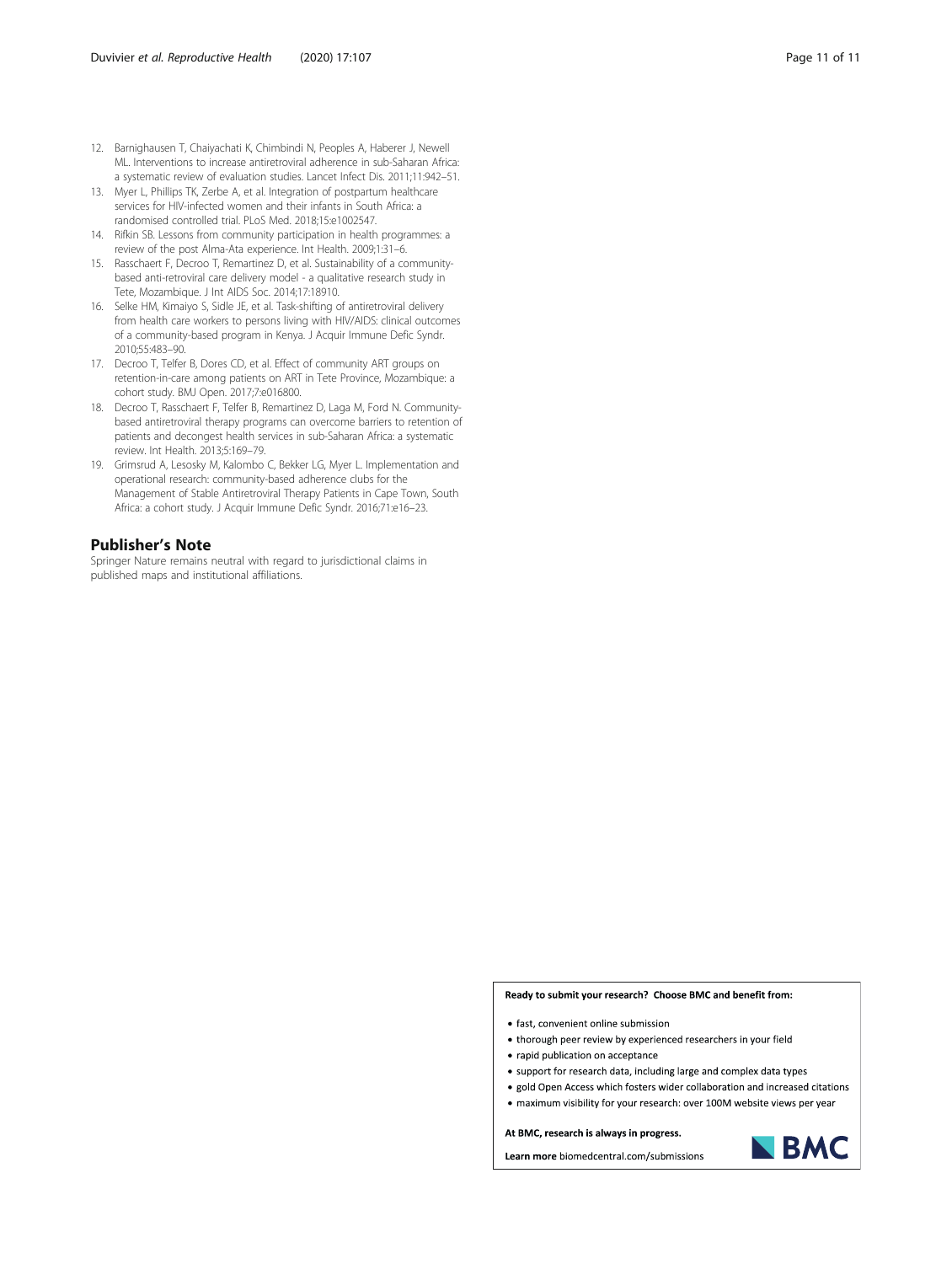12. Barnighausen T, Chaiyachati K, Chimbindi N, Peoples A, Haberer J, Newell ML. Interventions to increase antiretroviral adherence in sub-Saharan Africa: a systematic review of evaluation studies. Lancet Infect Dis. 2011;11:942–51.
13. Myer L, Phillips TK, Zerbe A, et al. Integration of postpartum healthcare services for HIV-infected women and their infants in South Africa: a randomised controlled trial. PLoS Med. 2018;15:e1002547.
14. Rifkin SB. Lessons from community participation in health programmes: a review of the post Alma-Ata experience. Int Health. 2009;1:31–6.
15. Rasschaert F, Decroo T, Remartinez D, et al. Sustainability of a community-based anti-retroviral care delivery model - a qualitative research study in Tete, Mozambique. J Int AIDS Soc. 2014;17:18910.
16. Selke HM, Kimaiyo S, Sidle JE, et al. Task-shifting of antiretroviral delivery from health care workers to persons living with HIV/AIDS: clinical outcomes of a community-based program in Kenya. J Acquir Immune Defic Syndr. 2010;55:483–90.
17. Decroo T, Telfer B, Dores CD, et al. Effect of community ART groups on retention-in-care among patients on ART in Tete Province, Mozambique: a cohort study. BMJ Open. 2017;7:e016800.
18. Decroo T, Rasschaert F, Telfer B, Remartinez D, Laga M, Ford N. Community-based antiretroviral therapy programs can overcome barriers to retention of patients and decongest health services in sub-Saharan Africa: a systematic review. Int Health. 2013;5:169–79.
19. Grimsrud A, Lesosky M, Kalombo C, Bekker LG, Myer L. Implementation and operational research: community-based adherence clubs for the Management of Stable Antiretroviral Therapy Patients in Cape Town, South Africa: a cohort study. J Acquir Immune Defic Syndr. 2016;71:e16–23.

## Publisher's Note

Springer Nature remains neutral with regard to jurisdictional claims in published maps and institutional affiliations.

**Ready to submit your research? Choose BMC and benefit from:**

- fast, convenient online submission
- thorough peer review by experienced researchers in your field
- rapid publication on acceptance
- support for research data, including large and complex data types
- gold Open Access which fosters wider collaboration and increased citations
- maximum visibility for your research: over 100M website views per year

**At BMC, research is always in progress.**

**Learn more** biomedcentral.com/submissions

BMC